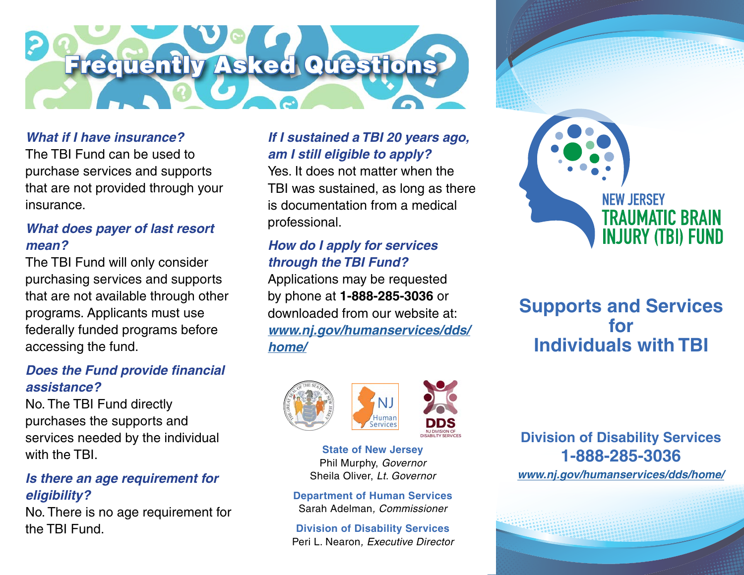# Frequently Asked Questions

***What if I have insurance?***
The TBI Fund can be used to purchase services and supports that are not provided through your insurance.

***What does payer of last resort mean?***
The TBI Fund will only consider purchasing services and supports that are not available through other programs. Applicants must use federally funded programs before accessing the fund.

***Does the Fund provide financial assistance?***
No. The TBI Fund directly purchases the supports and services needed by the individual with the TBI.

***Is there an age requirement for eligibility?***
No. There is no age requirement for the TBI Fund.

***If I sustained a TBI 20 years ago, am I still eligible to apply?***
Yes. It does not matter when the TBI was sustained, as long as there is documentation from a medical professional.

***How do I apply for services through the TBI Fund?***
Applications may be requested by phone at **1-888-285-3036** or downloaded from our website at: ***www.nj.gov/humanservices/dds/home/***

**State of New Jersey**
Phil Murphy, *Governor*
Sheila Oliver, *Lt. Governor*

**Department of Human Services**
Sarah Adelman, *Commissioner*

**Division of Disability Services**
Peri L. Nearon, *Executive Director*

NEW JERSEY
TRAUMATIC BRAIN INJURY (TBI) FUND

## Supports and Services for Individuals with TBI

**Division of Disability Services**
**1-888-285-3036**
***www.nj.gov/humanservices/dds/home/***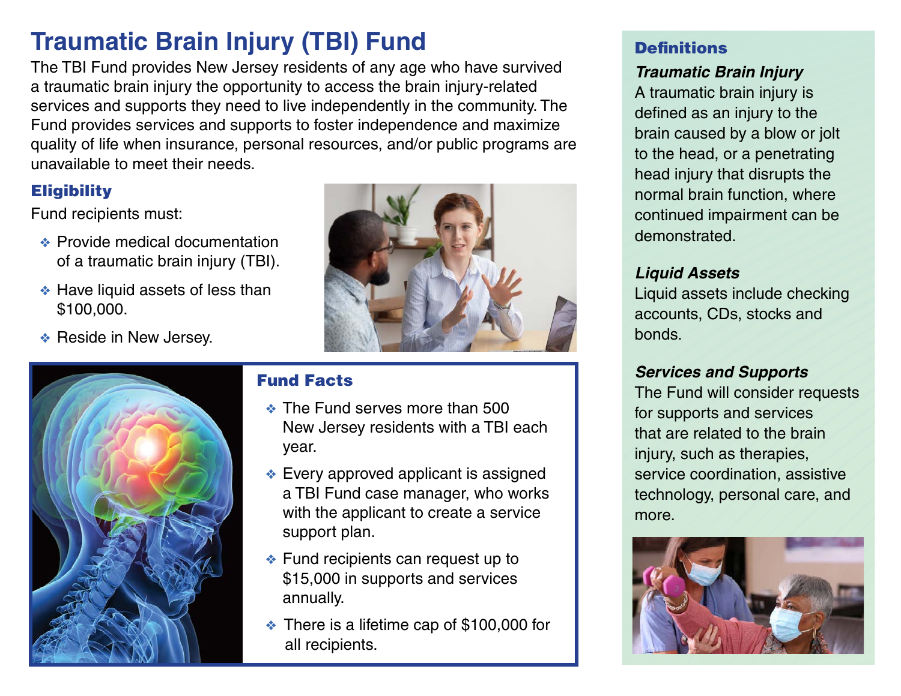# Traumatic Brain Injury (TBI) Fund

The TBI Fund provides New Jersey residents of any age who have survived a traumatic brain injury the opportunity to access the brain injury-related services and supports they need to live independently in the community. The Fund provides services and supports to foster independence and maximize quality of life when insurance, personal resources, and/or public programs are unavailable to meet their needs.

## Eligibility

Fund recipients must:

- Provide medical documentation of a traumatic brain injury (TBI).
- Have liquid assets of less than $100,000.
- Reside in New Jersey.

## Fund Facts

- The Fund serves more than 500 New Jersey residents with a TBI each year.
- Every approved applicant is assigned a TBI Fund case manager, who works with the applicant to create a service support plan.
- Fund recipients can request up to $15,000 in supports and services annually.
- There is a lifetime cap of $100,000 for all recipients.

## Definitions

***Traumatic Brain Injury***

A traumatic brain injury is defined as an injury to the brain caused by a blow or jolt to the head, or a penetrating head injury that disrupts the normal brain function, where continued impairment can be demonstrated.

***Liquid Assets***

Liquid assets include checking accounts, CDs, stocks and bonds.

***Services and Supports***

The Fund will consider requests for supports and services that are related to the brain injury, such as therapies, service coordination, assistive technology, personal care, and more.